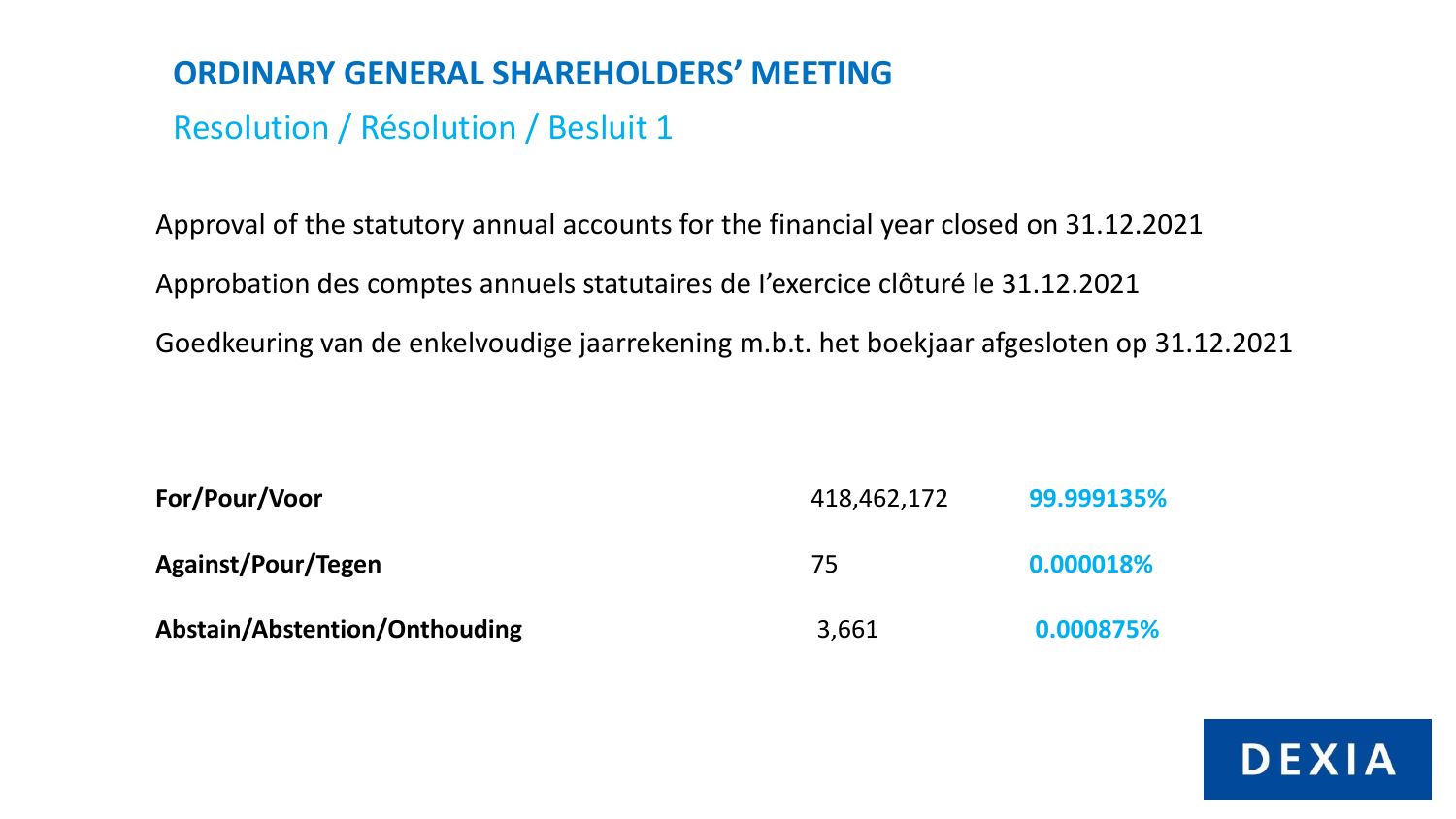## ORDINARY GENERAL SHAREHOLDERS' MEETING

### Resolution / Résolution / Besluit 1

Approval of the statutory annual accounts for the financial year closed on 31.12.2021

Approbation des comptes annuels statutaires de l'exercice clôturé le 31.12.2021

Goedkeuring van de enkelvoudige jaarrekening m.b.t. het boekjaar afgesloten op 31.12.2021

| | | |
|---|---|---|
| **For/Pour/Voor** | 418,462,172 | **99.999135%** |
| **Against/Pour/Tegen** | 75 | **0.000018%** |
| **Abstain/Abstention/Onthouding** | 3,661 | **0.000875%** |

DEXIA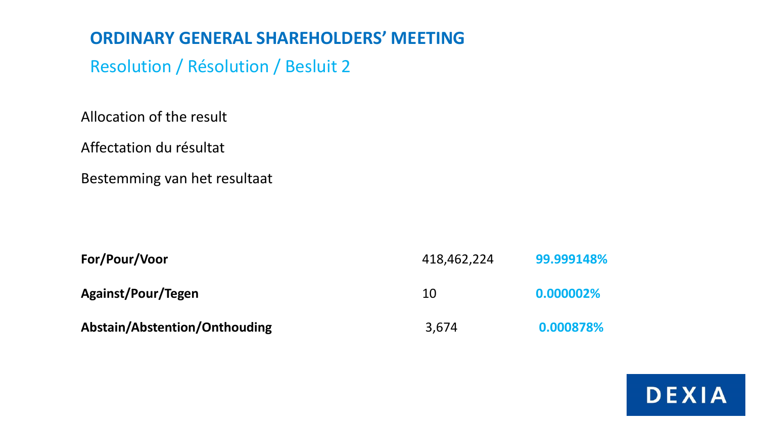# ORDINARY GENERAL SHAREHOLDERS' MEETING

## Resolution / Résolution / Besluit 2

Allocation of the result

Affectation du résultat

Bestemming van het resultaat

| | | |
|---|---|---|
| **For/Pour/Voor** | 418,462,224 | **99.999148%** |
| **Against/Pour/Tegen** | 10 | **0.000002%** |
| **Abstain/Abstention/Onthouding** | 3,674 | **0.000878%** |

DEXIA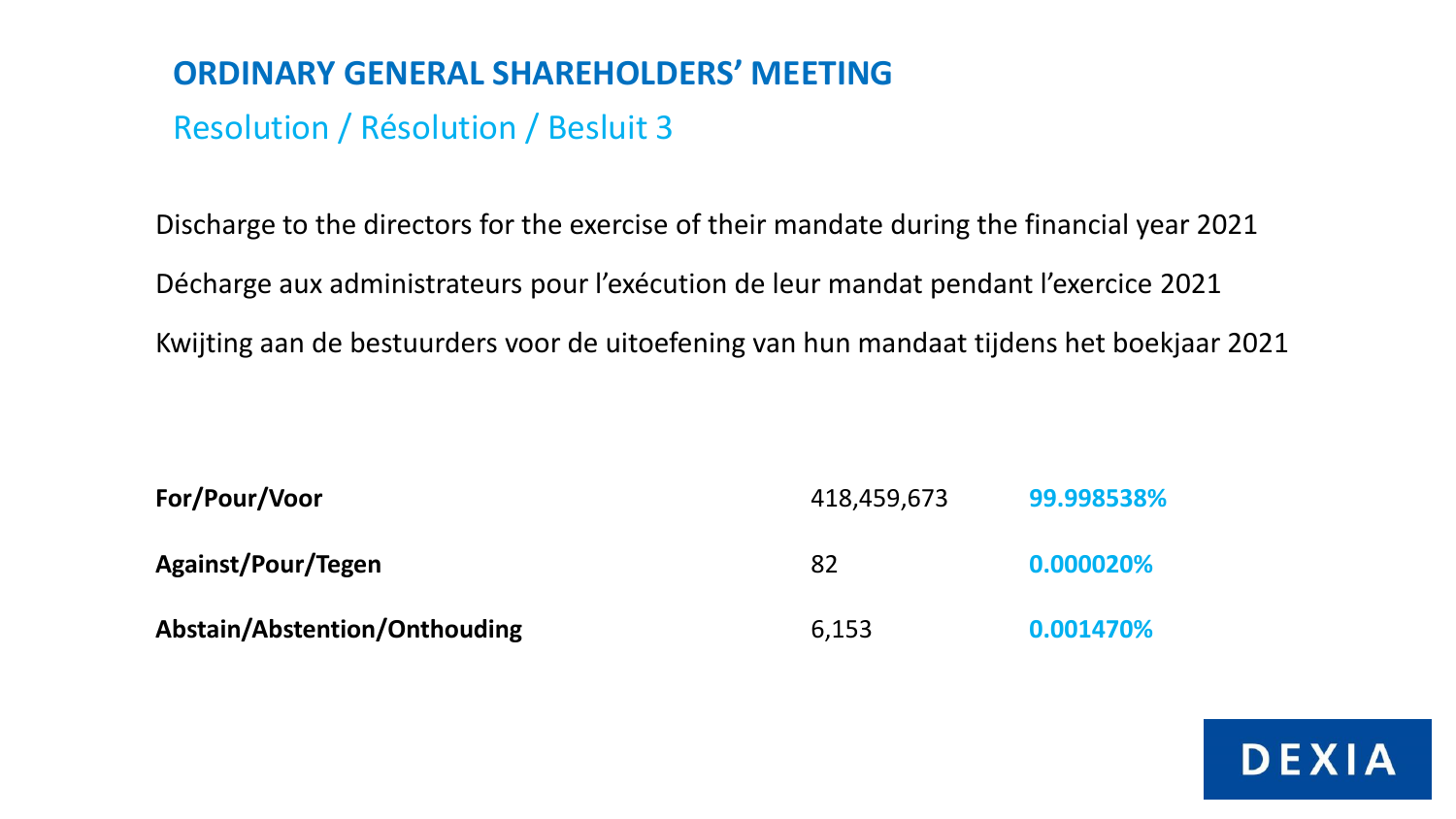# ORDINARY GENERAL SHAREHOLDERS' MEETING

## Resolution / Résolution / Besluit 3

Discharge to the directors for the exercise of their mandate during the financial year 2021

Décharge aux administrateurs pour l'exécution de leur mandat pendant l'exercice 2021

Kwijting aan de bestuurders voor de uitoefening van hun mandaat tijdens het boekjaar 2021

| | | |
|---|---|---|
| **For/Pour/Voor** | 418,459,673 | **99.998538%** |
| **Against/Pour/Tegen** | 82 | **0.000020%** |
| **Abstain/Abstention/Onthouding** | 6,153 | **0.001470%** |

DEXIA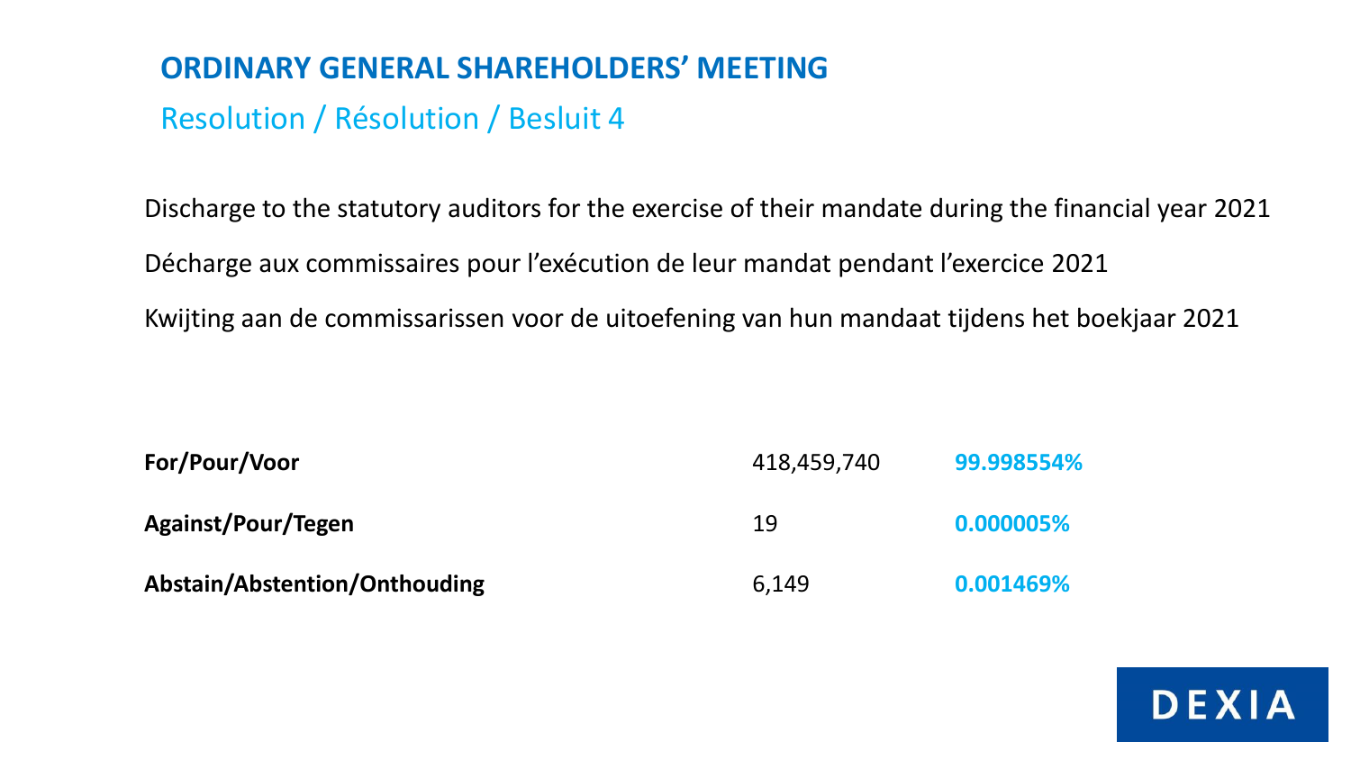# ORDINARY GENERAL SHAREHOLDERS' MEETING

## Resolution / Résolution / Besluit 4

Discharge to the statutory auditors for the exercise of their mandate during the financial year 2021

Décharge aux commissaires pour l'exécution de leur mandat pendant l'exercice 2021

Kwijting aan de commissarissen voor de uitoefening van hun mandaat tijdens het boekjaar 2021

| | | |
|---|---|---|
| **For/Pour/Voor** | 418,459,740 | **99.998554%** |
| **Against/Pour/Tegen** | 19 | **0.000005%** |
| **Abstain/Abstention/Onthouding** | 6,149 | **0.001469%** |

DEXIA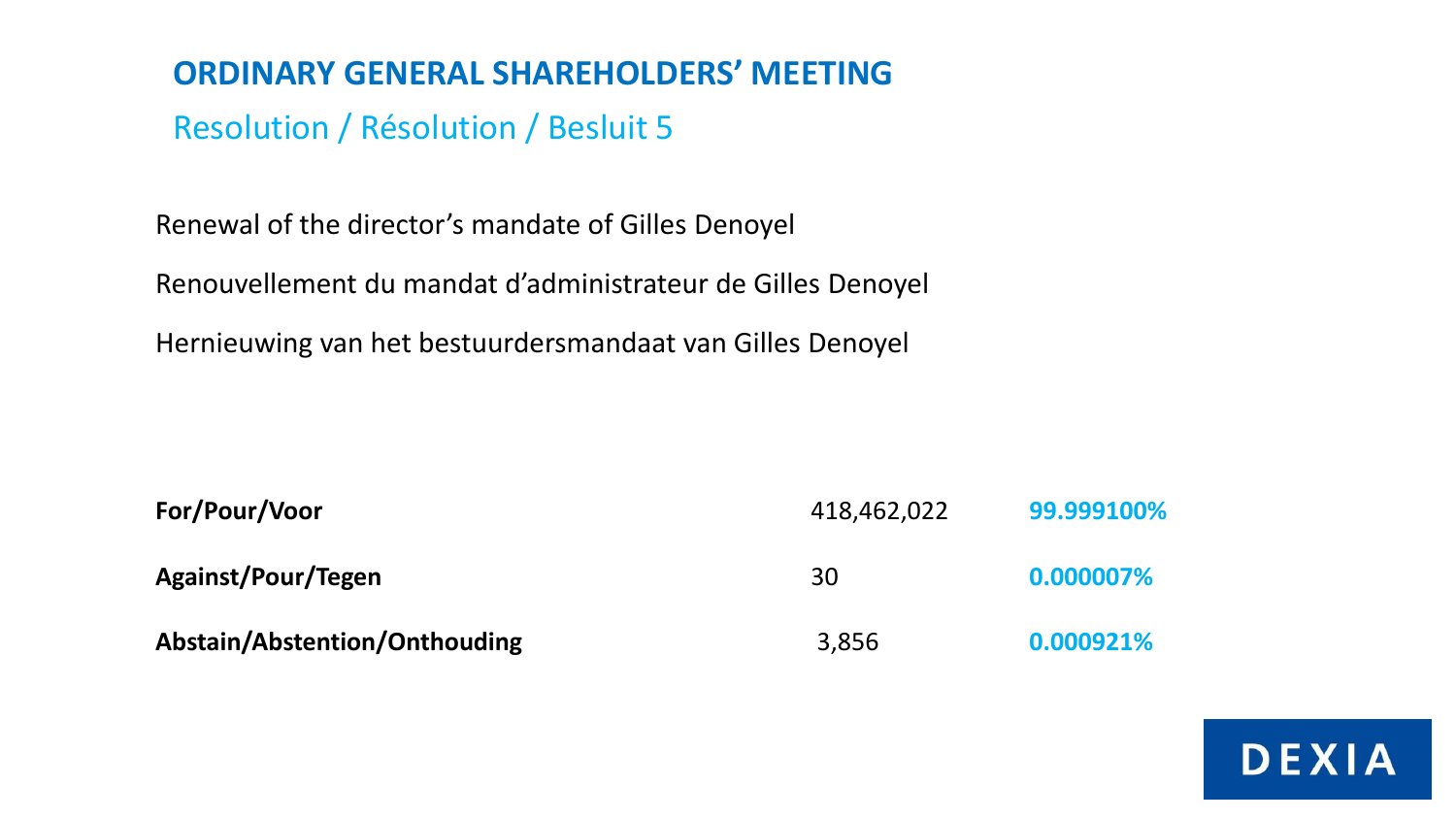# ORDINARY GENERAL SHAREHOLDERS' MEETING

## Resolution / Résolution / Besluit 5

Renewal of the director's mandate of Gilles Denoyel

Renouvellement du mandat d'administrateur de Gilles Denoyel

Hernieuwing van het bestuurdersmandaat van Gilles Denoyel

| | | |
|---|---|---|
| **For/Pour/Voor** | 418,462,022 | **99.999100%** |
| **Against/Pour/Tegen** | 30 | **0.000007%** |
| **Abstain/Abstention/Onthouding** | 3,856 | **0.000921%** |

DEXIA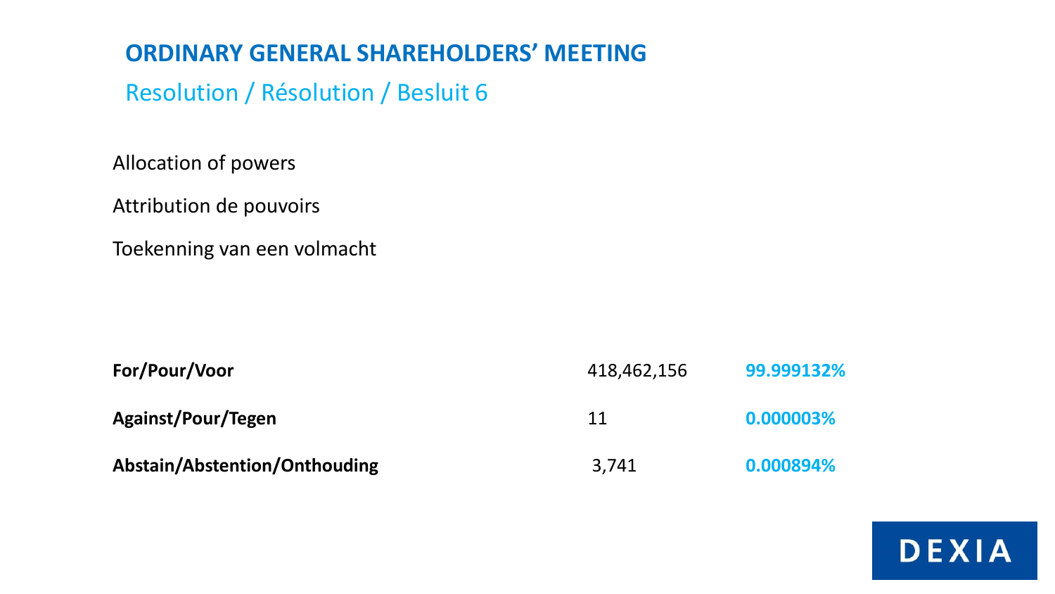# ORDINARY GENERAL SHAREHOLDERS' MEETING

## Resolution / Résolution / Besluit 6

Allocation of powers

Attribution de pouvoirs

Toekenning van een volmacht

| | | |
|---|---|---|
| **For/Pour/Voor** | 418,462,156 | **99.999132%** |
| **Against/Pour/Tegen** | 11 | **0.000003%** |
| **Abstain/Abstention/Onthouding** | 3,741 | **0.000894%** |

DEXIA